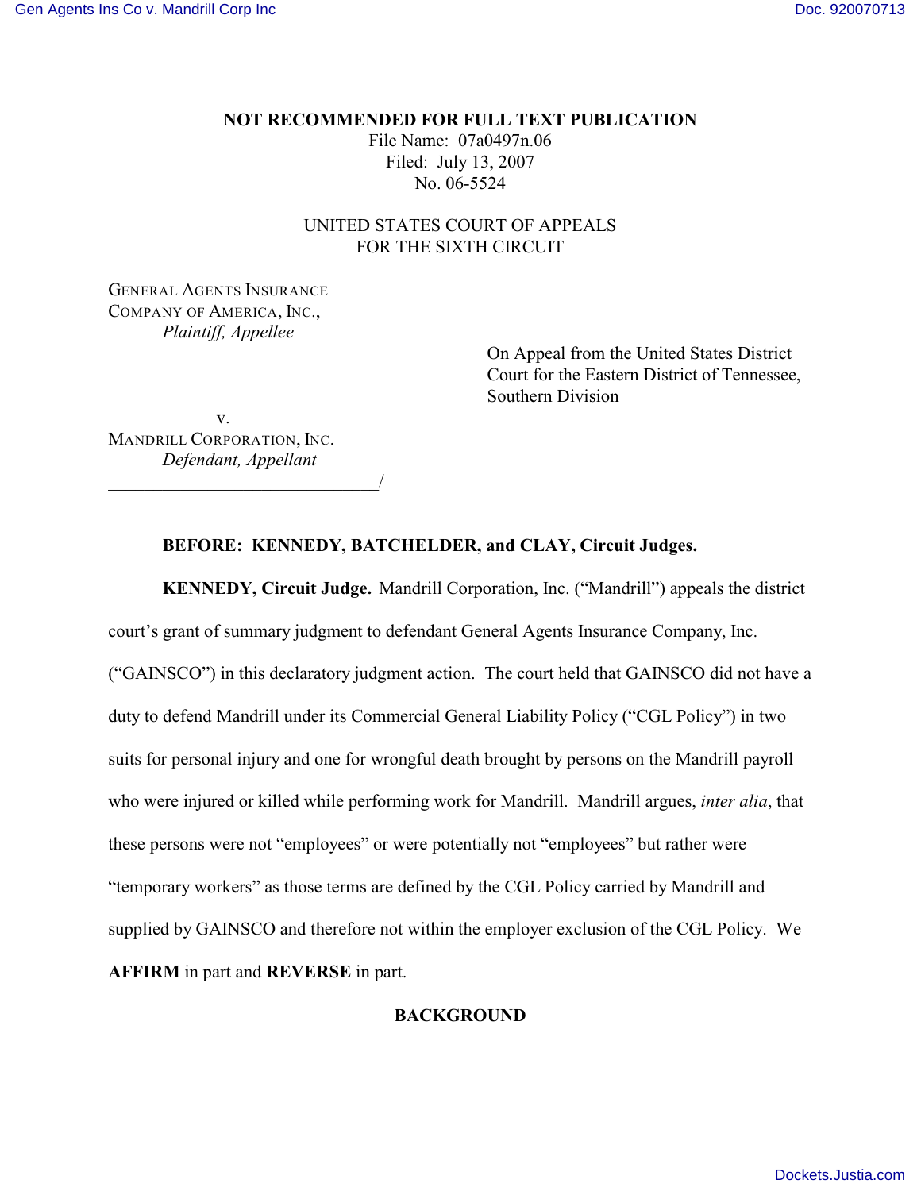**NOT RECOMMENDED FOR FULL TEXT PUBLICATION**

File Name: 07a0497n.06
Filed: July 13, 2007
No. 06-5524

UNITED STATES COURT OF APPEALS
FOR THE SIXTH CIRCUIT

GENERAL AGENTS INSURANCE COMPANY OF AMERICA, INC.,
*Plaintiff, Appellee*

v.

MANDRILL CORPORATION, INC.
*Defendant, Appellant*

On Appeal from the United States District Court for the Eastern District of Tennessee, Southern Division

**BEFORE: KENNEDY, BATCHELDER, and CLAY, Circuit Judges.**

**KENNEDY, Circuit Judge.** Mandrill Corporation, Inc. ("Mandrill") appeals the district court's grant of summary judgment to defendant General Agents Insurance Company, Inc. ("GAINSCO") in this declaratory judgment action. The court held that GAINSCO did not have a duty to defend Mandrill under its Commercial General Liability Policy ("CGL Policy") in two suits for personal injury and one for wrongful death brought by persons on the Mandrill payroll who were injured or killed while performing work for Mandrill. Mandrill argues, *inter alia*, that these persons were not "employees" or were potentially not "employees" but rather were "temporary workers" as those terms are defined by the CGL Policy carried by Mandrill and supplied by GAINSCO and therefore not within the employer exclusion of the CGL Policy. We **AFFIRM** in part and **REVERSE** in part.

**BACKGROUND**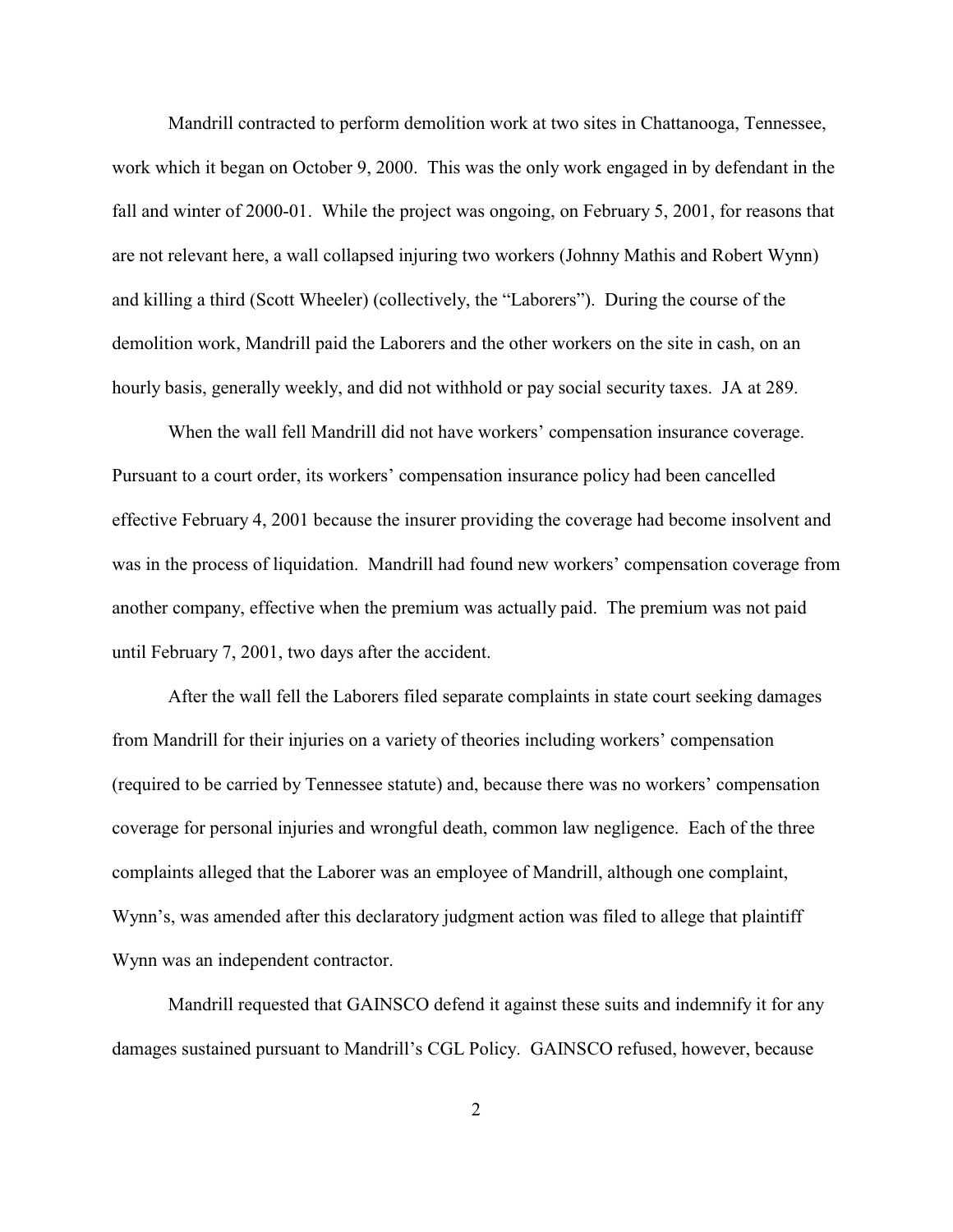Mandrill contracted to perform demolition work at two sites in Chattanooga, Tennessee, work which it began on October 9, 2000. This was the only work engaged in by defendant in the fall and winter of 2000-01. While the project was ongoing, on February 5, 2001, for reasons that are not relevant here, a wall collapsed injuring two workers (Johnny Mathis and Robert Wynn) and killing a third (Scott Wheeler) (collectively, the "Laborers"). During the course of the demolition work, Mandrill paid the Laborers and the other workers on the site in cash, on an hourly basis, generally weekly, and did not withhold or pay social security taxes. JA at 289.

When the wall fell Mandrill did not have workers' compensation insurance coverage. Pursuant to a court order, its workers' compensation insurance policy had been cancelled effective February 4, 2001 because the insurer providing the coverage had become insolvent and was in the process of liquidation. Mandrill had found new workers' compensation coverage from another company, effective when the premium was actually paid. The premium was not paid until February 7, 2001, two days after the accident.

After the wall fell the Laborers filed separate complaints in state court seeking damages from Mandrill for their injuries on a variety of theories including workers' compensation (required to be carried by Tennessee statute) and, because there was no workers' compensation coverage for personal injuries and wrongful death, common law negligence. Each of the three complaints alleged that the Laborer was an employee of Mandrill, although one complaint, Wynn's, was amended after this declaratory judgment action was filed to allege that plaintiff Wynn was an independent contractor.

Mandrill requested that GAINSCO defend it against these suits and indemnify it for any damages sustained pursuant to Mandrill's CGL Policy. GAINSCO refused, however, because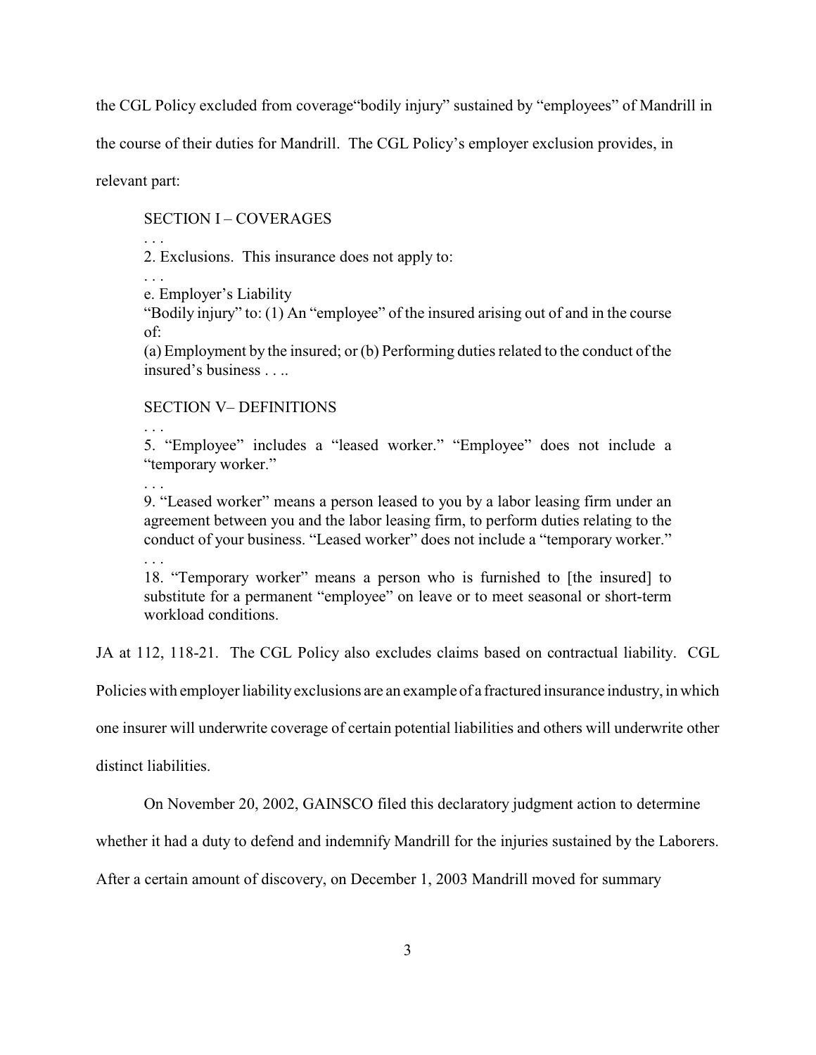the CGL Policy excluded from coverage"bodily injury" sustained by "employees" of Mandrill in the course of their duties for Mandrill. The CGL Policy's employer exclusion provides, in relevant part:

> SECTION I – COVERAGES
>
> . . .
>
> 2. Exclusions. This insurance does not apply to:
>
> . . .
>
> e. Employer's Liability
>
> "Bodily injury" to: (1) An "employee" of the insured arising out of and in the course of:
>
> (a) Employment by the insured; or (b) Performing duties related to the conduct of the insured's business . . ..
>
> SECTION V– DEFINITIONS
>
> . . .
>
> 5. "Employee" includes a "leased worker." "Employee" does not include a "temporary worker."
>
> . . .
>
> 9. "Leased worker" means a person leased to you by a labor leasing firm under an agreement between you and the labor leasing firm, to perform duties relating to the conduct of your business. "Leased worker" does not include a "temporary worker."
>
> . . .
>
> 18. "Temporary worker" means a person who is furnished to [the insured] to substitute for a permanent "employee" on leave or to meet seasonal or short-term workload conditions.

JA at 112, 118-21. The CGL Policy also excludes claims based on contractual liability. CGL Policies with employer liability exclusions are an example of a fractured insurance industry, in which one insurer will underwrite coverage of certain potential liabilities and others will underwrite other distinct liabilities.

On November 20, 2002, GAINSCO filed this declaratory judgment action to determine whether it had a duty to defend and indemnify Mandrill for the injuries sustained by the Laborers. After a certain amount of discovery, on December 1, 2003 Mandrill moved for summary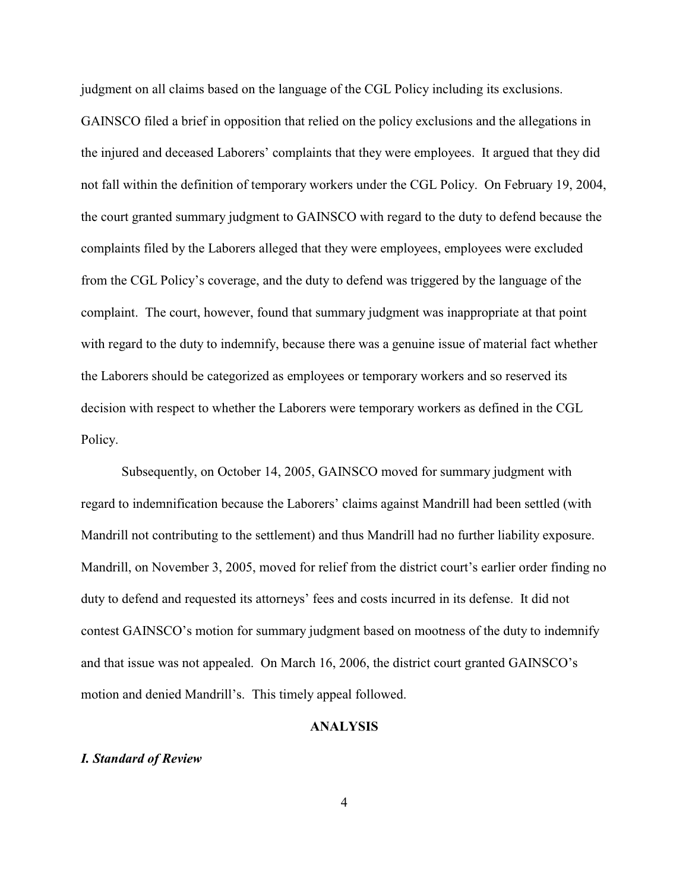judgment on all claims based on the language of the CGL Policy including its exclusions. GAINSCO filed a brief in opposition that relied on the policy exclusions and the allegations in the injured and deceased Laborers' complaints that they were employees. It argued that they did not fall within the definition of temporary workers under the CGL Policy. On February 19, 2004, the court granted summary judgment to GAINSCO with regard to the duty to defend because the complaints filed by the Laborers alleged that they were employees, employees were excluded from the CGL Policy's coverage, and the duty to defend was triggered by the language of the complaint. The court, however, found that summary judgment was inappropriate at that point with regard to the duty to indemnify, because there was a genuine issue of material fact whether the Laborers should be categorized as employees or temporary workers and so reserved its decision with respect to whether the Laborers were temporary workers as defined in the CGL Policy.

Subsequently, on October 14, 2005, GAINSCO moved for summary judgment with regard to indemnification because the Laborers' claims against Mandrill had been settled (with Mandrill not contributing to the settlement) and thus Mandrill had no further liability exposure. Mandrill, on November 3, 2005, moved for relief from the district court's earlier order finding no duty to defend and requested its attorneys' fees and costs incurred in its defense. It did not contest GAINSCO's motion for summary judgment based on mootness of the duty to indemnify and that issue was not appealed. On March 16, 2006, the district court granted GAINSCO's motion and denied Mandrill's. This timely appeal followed.

## ANALYSIS

### *I. Standard of Review*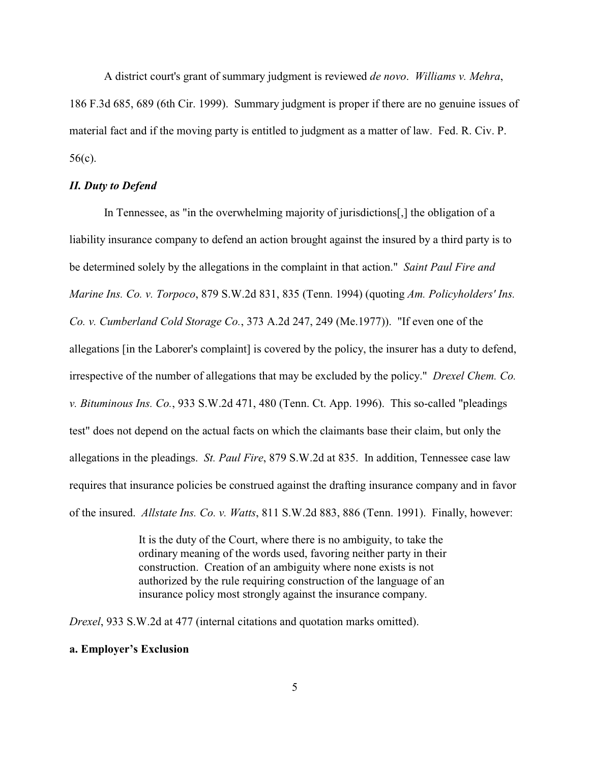A district court's grant of summary judgment is reviewed *de novo*. *Williams v. Mehra*, 186 F.3d 685, 689 (6th Cir. 1999). Summary judgment is proper if there are no genuine issues of material fact and if the moving party is entitled to judgment as a matter of law. Fed. R. Civ. P. 56(c).

### *II. Duty to Defend*

In Tennessee, as "in the overwhelming majority of jurisdictions[,] the obligation of a liability insurance company to defend an action brought against the insured by a third party is to be determined solely by the allegations in the complaint in that action." *Saint Paul Fire and Marine Ins. Co. v. Torpoco*, 879 S.W.2d 831, 835 (Tenn. 1994) (quoting *Am. Policyholders' Ins. Co. v. Cumberland Cold Storage Co.*, 373 A.2d 247, 249 (Me.1977)). "If even one of the allegations [in the Laborer's complaint] is covered by the policy, the insurer has a duty to defend, irrespective of the number of allegations that may be excluded by the policy." *Drexel Chem. Co. v. Bituminous Ins. Co.*, 933 S.W.2d 471, 480 (Tenn. Ct. App. 1996). This so-called "pleadings test" does not depend on the actual facts on which the claimants base their claim, but only the allegations in the pleadings. *St. Paul Fire*, 879 S.W.2d at 835. In addition, Tennessee case law requires that insurance policies be construed against the drafting insurance company and in favor of the insured. *Allstate Ins. Co. v. Watts*, 811 S.W.2d 883, 886 (Tenn. 1991). Finally, however:

> It is the duty of the Court, where there is no ambiguity, to take the ordinary meaning of the words used, favoring neither party in their construction. Creation of an ambiguity where none exists is not authorized by the rule requiring construction of the language of an insurance policy most strongly against the insurance company.

*Drexel*, 933 S.W.2d at 477 (internal citations and quotation marks omitted).

#### a. Employer's Exclusion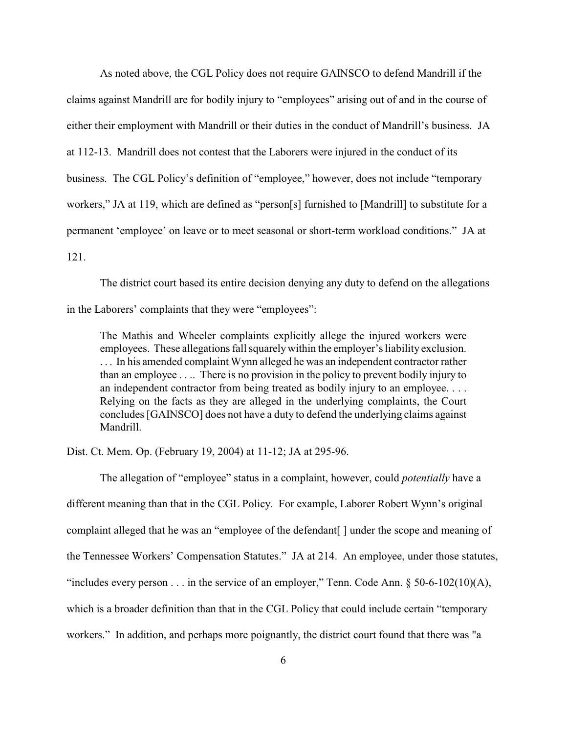As noted above, the CGL Policy does not require GAINSCO to defend Mandrill if the claims against Mandrill are for bodily injury to "employees" arising out of and in the course of either their employment with Mandrill or their duties in the conduct of Mandrill's business. JA at 112-13. Mandrill does not contest that the Laborers were injured in the conduct of its business. The CGL Policy's definition of "employee," however, does not include "temporary workers," JA at 119, which are defined as "person[s] furnished to [Mandrill] to substitute for a permanent 'employee' on leave or to meet seasonal or short-term workload conditions." JA at 121.

The district court based its entire decision denying any duty to defend on the allegations in the Laborers' complaints that they were "employees":

> The Mathis and Wheeler complaints explicitly allege the injured workers were employees. These allegations fall squarely within the employer's liability exclusion. . . . In his amended complaint Wynn alleged he was an independent contractor rather than an employee . . .. There is no provision in the policy to prevent bodily injury to an independent contractor from being treated as bodily injury to an employee. . . . Relying on the facts as they are alleged in the underlying complaints, the Court concludes [GAINSCO] does not have a duty to defend the underlying claims against Mandrill.

Dist. Ct. Mem. Op. (February 19, 2004) at 11-12; JA at 295-96.

The allegation of "employee" status in a complaint, however, could *potentially* have a different meaning than that in the CGL Policy. For example, Laborer Robert Wynn's original complaint alleged that he was an "employee of the defendant[ ] under the scope and meaning of the Tennessee Workers' Compensation Statutes." JA at 214. An employee, under those statutes, "includes every person . . . in the service of an employer," Tenn. Code Ann. § 50-6-102(10)(A), which is a broader definition than that in the CGL Policy that could include certain "temporary workers." In addition, and perhaps more poignantly, the district court found that there was "a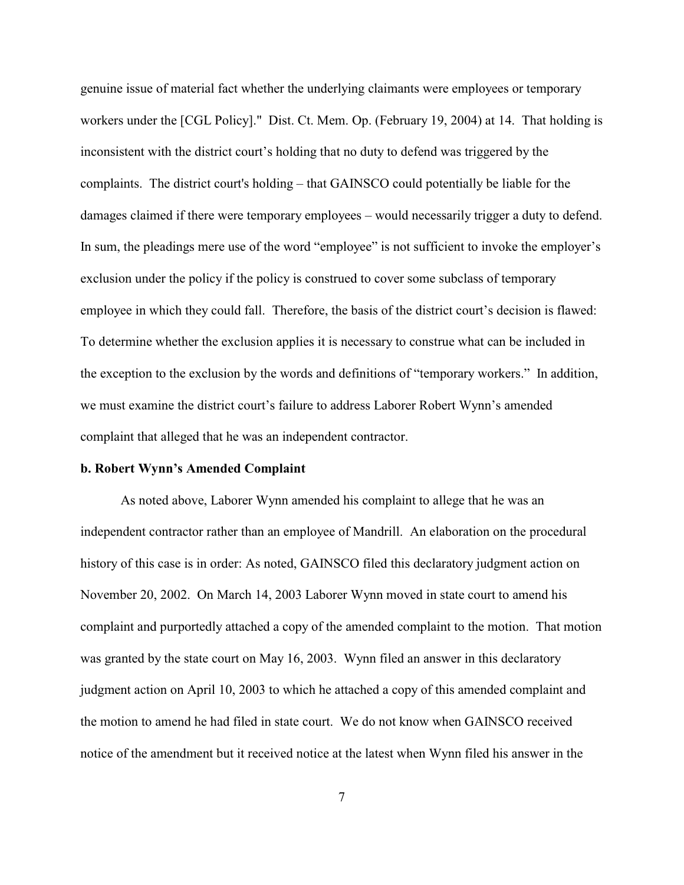genuine issue of material fact whether the underlying claimants were employees or temporary workers under the [CGL Policy]." Dist. Ct. Mem. Op. (February 19, 2004) at 14. That holding is inconsistent with the district court's holding that no duty to defend was triggered by the complaints. The district court's holding – that GAINSCO could potentially be liable for the damages claimed if there were temporary employees – would necessarily trigger a duty to defend. In sum, the pleadings mere use of the word "employee" is not sufficient to invoke the employer's exclusion under the policy if the policy is construed to cover some subclass of temporary employee in which they could fall. Therefore, the basis of the district court's decision is flawed: To determine whether the exclusion applies it is necessary to construe what can be included in the exception to the exclusion by the words and definitions of "temporary workers." In addition, we must examine the district court's failure to address Laborer Robert Wynn's amended complaint that alleged that he was an independent contractor.

**b. Robert Wynn's Amended Complaint**

As noted above, Laborer Wynn amended his complaint to allege that he was an independent contractor rather than an employee of Mandrill. An elaboration on the procedural history of this case is in order: As noted, GAINSCO filed this declaratory judgment action on November 20, 2002. On March 14, 2003 Laborer Wynn moved in state court to amend his complaint and purportedly attached a copy of the amended complaint to the motion. That motion was granted by the state court on May 16, 2003. Wynn filed an answer in this declaratory judgment action on April 10, 2003 to which he attached a copy of this amended complaint and the motion to amend he had filed in state court. We do not know when GAINSCO received notice of the amendment but it received notice at the latest when Wynn filed his answer in the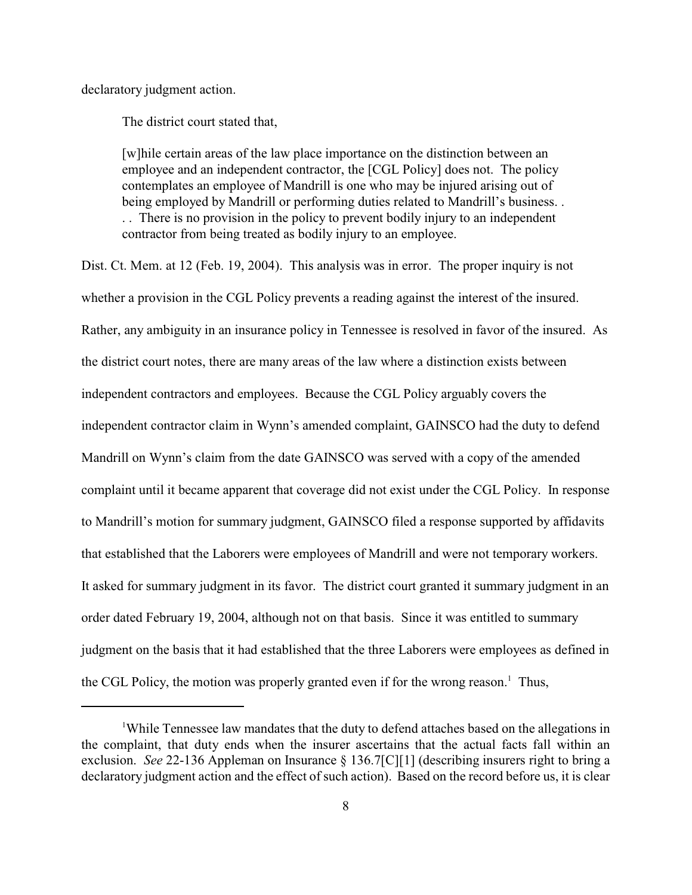declaratory judgment action.

The district court stated that,

> [w]hile certain areas of the law place importance on the distinction between an employee and an independent contractor, the [CGL Policy] does not. The policy contemplates an employee of Mandrill is one who may be injured arising out of being employed by Mandrill or performing duties related to Mandrill's business. . . . There is no provision in the policy to prevent bodily injury to an independent contractor from being treated as bodily injury to an employee.

Dist. Ct. Mem. at 12 (Feb. 19, 2004). This analysis was in error. The proper inquiry is not whether a provision in the CGL Policy prevents a reading against the interest of the insured. Rather, any ambiguity in an insurance policy in Tennessee is resolved in favor of the insured. As the district court notes, there are many areas of the law where a distinction exists between independent contractors and employees. Because the CGL Policy arguably covers the independent contractor claim in Wynn's amended complaint, GAINSCO had the duty to defend Mandrill on Wynn's claim from the date GAINSCO was served with a copy of the amended complaint until it became apparent that coverage did not exist under the CGL Policy. In response to Mandrill's motion for summary judgment, GAINSCO filed a response supported by affidavits that established that the Laborers were employees of Mandrill and were not temporary workers. It asked for summary judgment in its favor. The district court granted it summary judgment in an order dated February 19, 2004, although not on that basis. Since it was entitled to summary judgment on the basis that it had established that the three Laborers were employees as defined in the CGL Policy, the motion was properly granted even if for the wrong reason.[1] Thus,

---

[1]While Tennessee law mandates that the duty to defend attaches based on the allegations in the complaint, that duty ends when the insurer ascertains that the actual facts fall within an exclusion. *See* 22-136 Appleman on Insurance § 136.7[C][1] (describing insurers right to bring a declaratory judgment action and the effect of such action). Based on the record before us, it is clear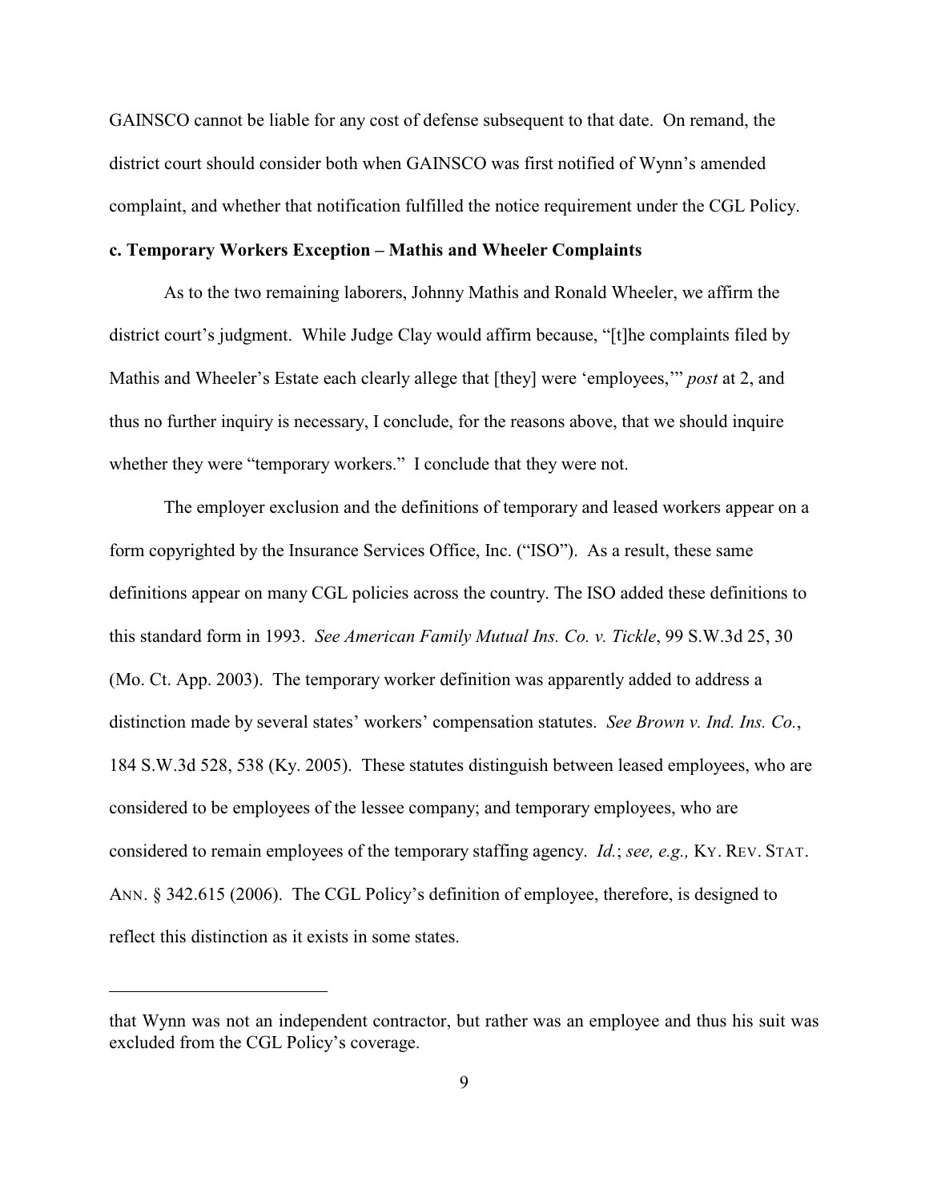GAINSCO cannot be liable for any cost of defense subsequent to that date. On remand, the district court should consider both when GAINSCO was first notified of Wynn's amended complaint, and whether that notification fulfilled the notice requirement under the CGL Policy.

**c. Temporary Workers Exception – Mathis and Wheeler Complaints**

As to the two remaining laborers, Johnny Mathis and Ronald Wheeler, we affirm the district court's judgment. While Judge Clay would affirm because, "[t]he complaints filed by Mathis and Wheeler's Estate each clearly allege that [they] were 'employees,'" *post* at 2, and thus no further inquiry is necessary, I conclude, for the reasons above, that we should inquire whether they were "temporary workers." I conclude that they were not.

The employer exclusion and the definitions of temporary and leased workers appear on a form copyrighted by the Insurance Services Office, Inc. ("ISO"). As a result, these same definitions appear on many CGL policies across the country. The ISO added these definitions to this standard form in 1993. *See American Family Mutual Ins. Co. v. Tickle*, 99 S.W.3d 25, 30 (Mo. Ct. App. 2003). The temporary worker definition was apparently added to address a distinction made by several states' workers' compensation statutes. *See Brown v. Ind. Ins. Co.*, 184 S.W.3d 528, 538 (Ky. 2005). These statutes distinguish between leased employees, who are considered to be employees of the lessee company; and temporary employees, who are considered to remain employees of the temporary staffing agency. *Id.*; *see, e.g.,* KY. REV. STAT. ANN. § 342.615 (2006). The CGL Policy's definition of employee, therefore, is designed to reflect this distinction as it exists in some states.

---

that Wynn was not an independent contractor, but rather was an employee and thus his suit was excluded from the CGL Policy's coverage.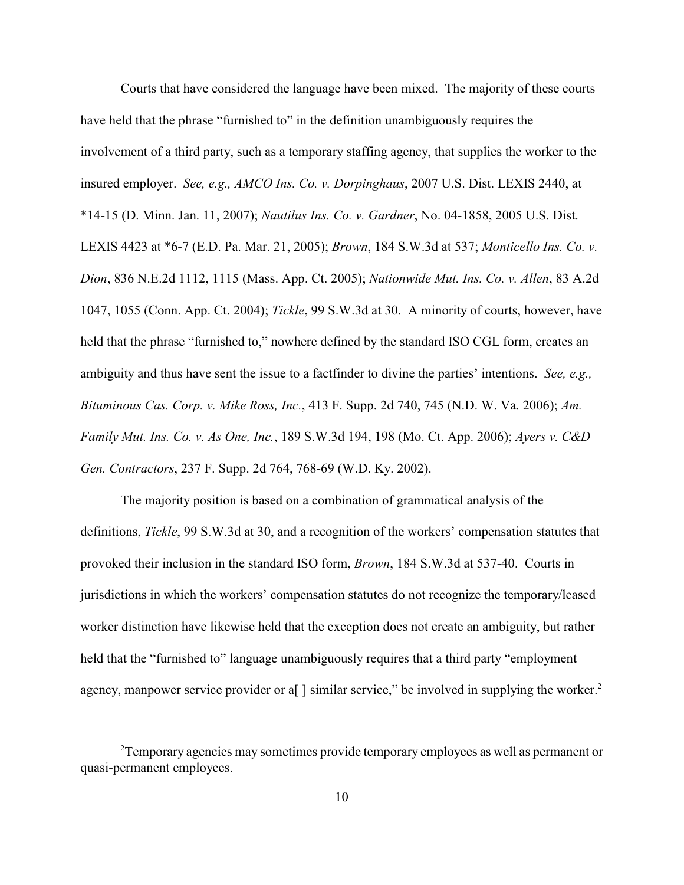Courts that have considered the language have been mixed. The majority of these courts have held that the phrase "furnished to" in the definition unambiguously requires the involvement of a third party, such as a temporary staffing agency, that supplies the worker to the insured employer. *See, e.g., AMCO Ins. Co. v. Dorpinghaus*, 2007 U.S. Dist. LEXIS 2440, at *14-15 (D. Minn. Jan. 11, 2007); *Nautilus Ins. Co. v. Gardner*, No. 04-1858, 2005 U.S. Dist. LEXIS 4423 at *6-7 (E.D. Pa. Mar. 21, 2005); *Brown*, 184 S.W.3d at 537; *Monticello Ins. Co. v. Dion*, 836 N.E.2d 1112, 1115 (Mass. App. Ct. 2005); *Nationwide Mut. Ins. Co. v. Allen*, 83 A.2d 1047, 1055 (Conn. App. Ct. 2004); *Tickle*, 99 S.W.3d at 30. A minority of courts, however, have held that the phrase "furnished to," nowhere defined by the standard ISO CGL form, creates an ambiguity and thus have sent the issue to a factfinder to divine the parties' intentions. *See, e.g., Bituminous Cas. Corp. v. Mike Ross, Inc.*, 413 F. Supp. 2d 740, 745 (N.D. W. Va. 2006); *Am. Family Mut. Ins. Co. v. As One, Inc.*, 189 S.W.3d 194, 198 (Mo. Ct. App. 2006); *Ayers v. C&D Gen. Contractors*, 237 F. Supp. 2d 764, 768-69 (W.D. Ky. 2002).

The majority position is based on a combination of grammatical analysis of the definitions, *Tickle*, 99 S.W.3d at 30, and a recognition of the workers' compensation statutes that provoked their inclusion in the standard ISO form, *Brown*, 184 S.W.3d at 537-40. Courts in jurisdictions in which the workers' compensation statutes do not recognize the temporary/leased worker distinction have likewise held that the exception does not create an ambiguity, but rather held that the "furnished to" language unambiguously requires that a third party "employment agency, manpower service provider or a[ ] similar service," be involved in supplying the worker.[2]

---

[2] Temporary agencies may sometimes provide temporary employees as well as permanent or quasi-permanent employees.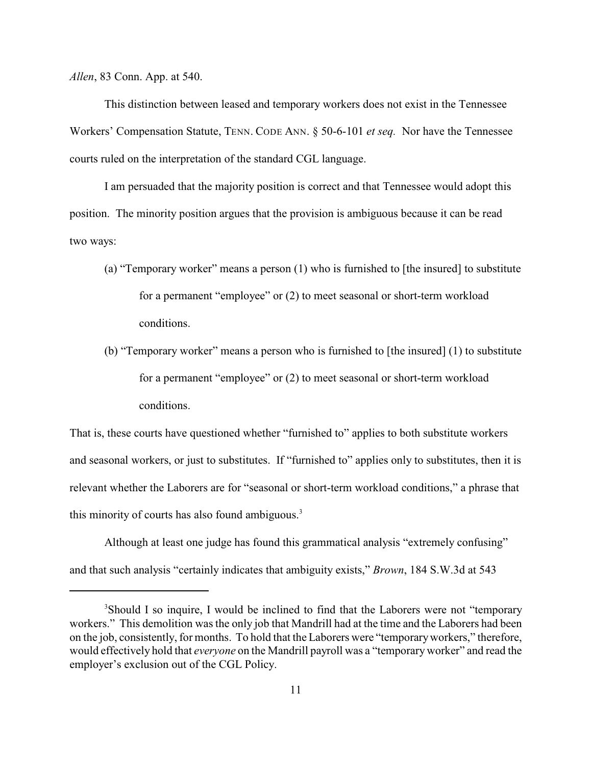*Allen*, 83 Conn. App. at 540.

This distinction between leased and temporary workers does not exist in the Tennessee Workers' Compensation Statute, TENN. CODE ANN. § 50-6-101 *et seq.* Nor have the Tennessee courts ruled on the interpretation of the standard CGL language.

I am persuaded that the majority position is correct and that Tennessee would adopt this position. The minority position argues that the provision is ambiguous because it can be read two ways:

(a) "Temporary worker" means a person (1) who is furnished to [the insured] to substitute for a permanent "employee" or (2) to meet seasonal or short-term workload conditions.

(b) "Temporary worker" means a person who is furnished to [the insured] (1) to substitute for a permanent "employee" or (2) to meet seasonal or short-term workload conditions.

That is, these courts have questioned whether "furnished to" applies to both substitute workers and seasonal workers, or just to substitutes. If "furnished to" applies only to substitutes, then it is relevant whether the Laborers are for "seasonal or short-term workload conditions," a phrase that this minority of courts has also found ambiguous.[3]

Although at least one judge has found this grammatical analysis "extremely confusing" and that such analysis "certainly indicates that ambiguity exists," *Brown*, 184 S.W.3d at 543

---

[3]Should I so inquire, I would be inclined to find that the Laborers were not "temporary workers." This demolition was the only job that Mandrill had at the time and the Laborers had been on the job, consistently, for months. To hold that the Laborers were "temporary workers," therefore, would effectively hold that *everyone* on the Mandrill payroll was a "temporary worker" and read the employer's exclusion out of the CGL Policy.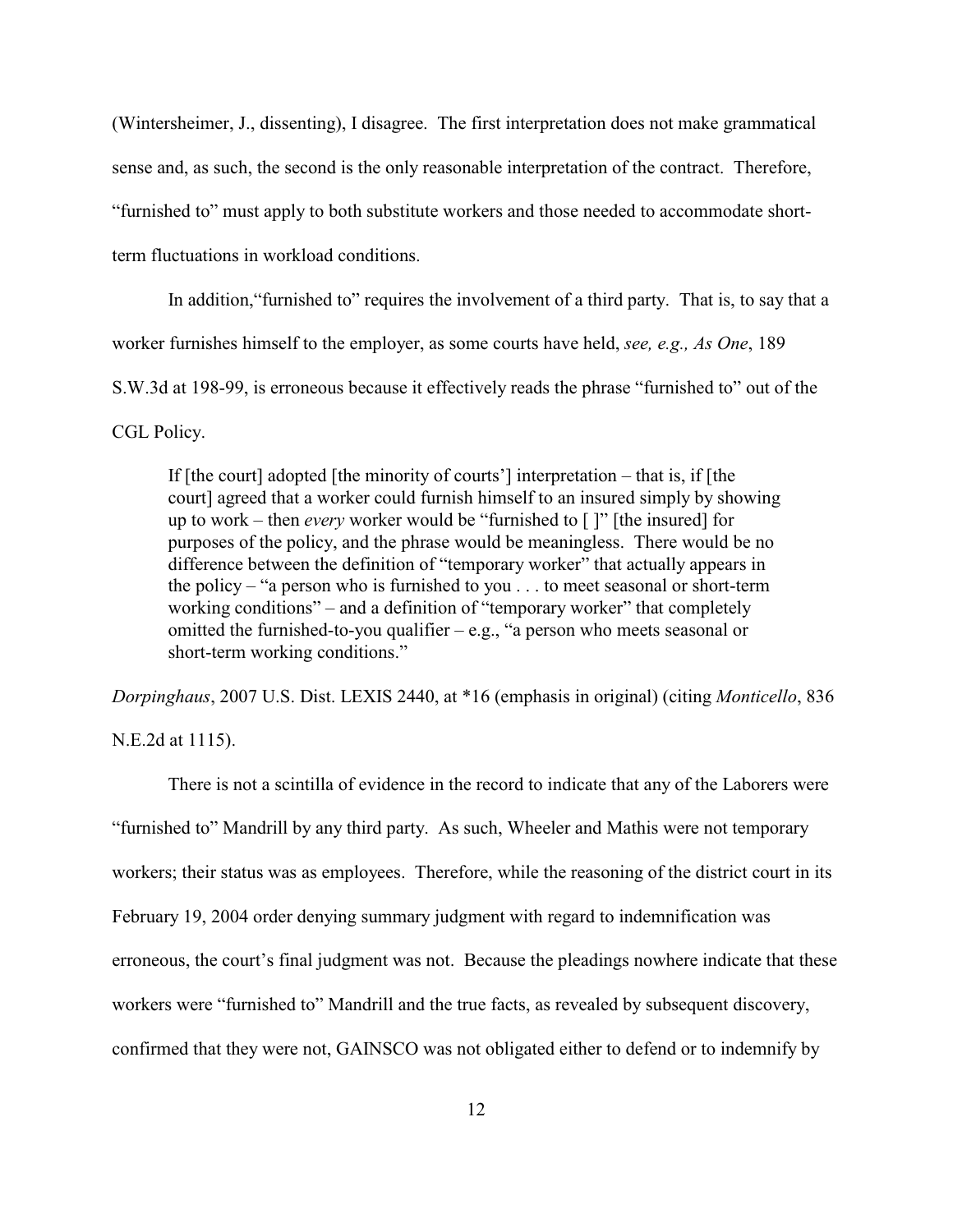(Wintersheimer, J., dissenting), I disagree. The first interpretation does not make grammatical sense and, as such, the second is the only reasonable interpretation of the contract. Therefore, "furnished to" must apply to both substitute workers and those needed to accommodate short-term fluctuations in workload conditions.

In addition,"furnished to" requires the involvement of a third party. That is, to say that a worker furnishes himself to the employer, as some courts have held, *see, e.g., As One*, 189 S.W.3d at 198-99, is erroneous because it effectively reads the phrase "furnished to" out of the CGL Policy.

> If [the court] adopted [the minority of courts'] interpretation – that is, if [the court] agreed that a worker could furnish himself to an insured simply by showing up to work – then *every* worker would be "furnished to [ ]" [the insured] for purposes of the policy, and the phrase would be meaningless. There would be no difference between the definition of "temporary worker" that actually appears in the policy – "a person who is furnished to you . . . to meet seasonal or short-term working conditions" – and a definition of "temporary worker" that completely omitted the furnished-to-you qualifier – e.g., "a person who meets seasonal or short-term working conditions."

*Dorpinghaus*, 2007 U.S. Dist. LEXIS 2440, at *16 (emphasis in original) (citing *Monticello*, 836 N.E.2d at 1115).

There is not a scintilla of evidence in the record to indicate that any of the Laborers were "furnished to" Mandrill by any third party. As such, Wheeler and Mathis were not temporary workers; their status was as employees. Therefore, while the reasoning of the district court in its February 19, 2004 order denying summary judgment with regard to indemnification was erroneous, the court's final judgment was not. Because the pleadings nowhere indicate that these workers were "furnished to" Mandrill and the true facts, as revealed by subsequent discovery, confirmed that they were not, GAINSCO was not obligated either to defend or to indemnify by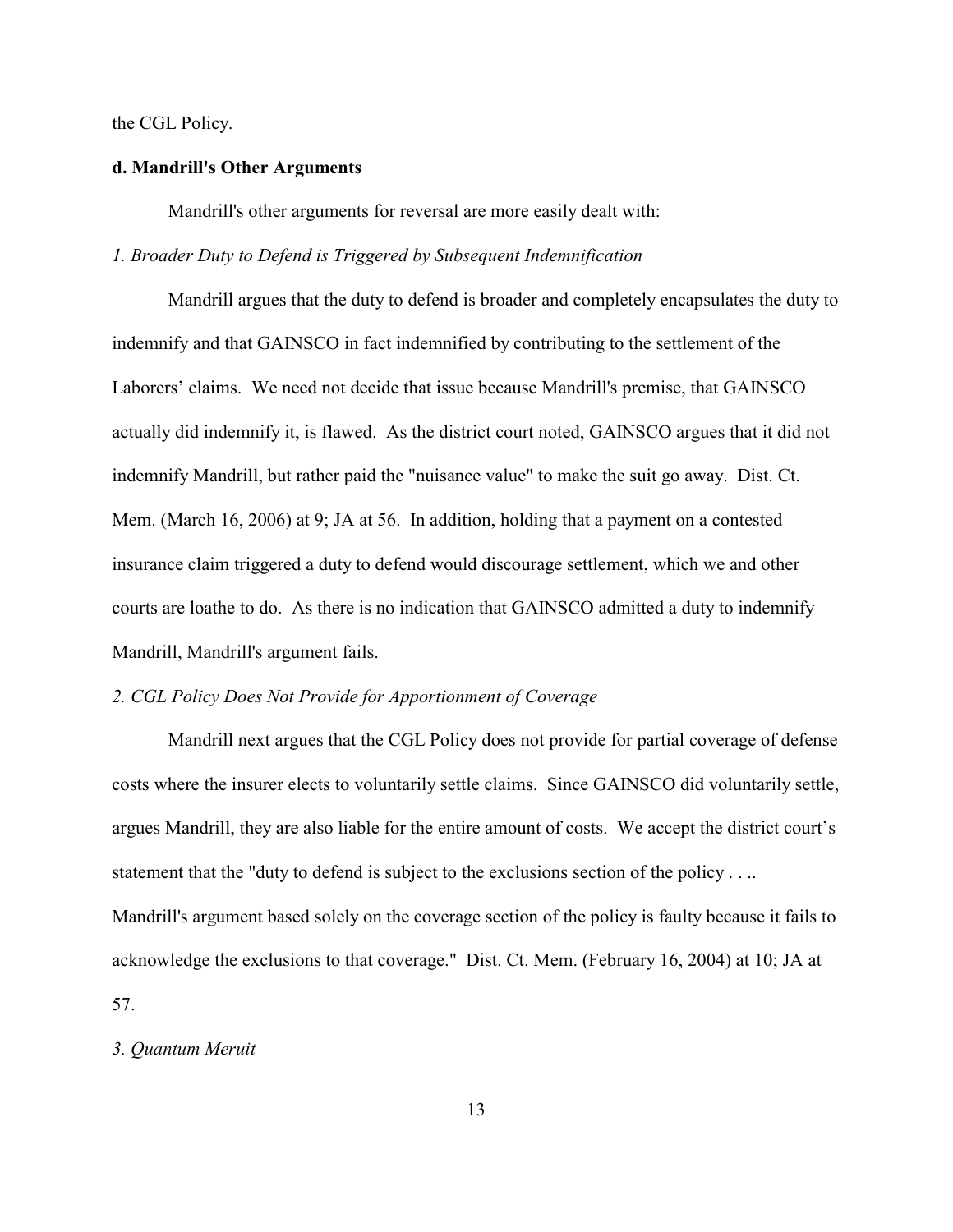the CGL Policy.

**d. Mandrill's Other Arguments**

Mandrill's other arguments for reversal are more easily dealt with:

*1. Broader Duty to Defend is Triggered by Subsequent Indemnification*

Mandrill argues that the duty to defend is broader and completely encapsulates the duty to indemnify and that GAINSCO in fact indemnified by contributing to the settlement of the Laborers' claims. We need not decide that issue because Mandrill's premise, that GAINSCO actually did indemnify it, is flawed. As the district court noted, GAINSCO argues that it did not indemnify Mandrill, but rather paid the "nuisance value" to make the suit go away. Dist. Ct. Mem. (March 16, 2006) at 9; JA at 56. In addition, holding that a payment on a contested insurance claim triggered a duty to defend would discourage settlement, which we and other courts are loathe to do. As there is no indication that GAINSCO admitted a duty to indemnify Mandrill, Mandrill's argument fails.

*2. CGL Policy Does Not Provide for Apportionment of Coverage*

Mandrill next argues that the CGL Policy does not provide for partial coverage of defense costs where the insurer elects to voluntarily settle claims. Since GAINSCO did voluntarily settle, argues Mandrill, they are also liable for the entire amount of costs. We accept the district court's statement that the "duty to defend is subject to the exclusions section of the policy . . .. Mandrill's argument based solely on the coverage section of the policy is faulty because it fails to acknowledge the exclusions to that coverage." Dist. Ct. Mem. (February 16, 2004) at 10; JA at 57.

*3. Quantum Meruit*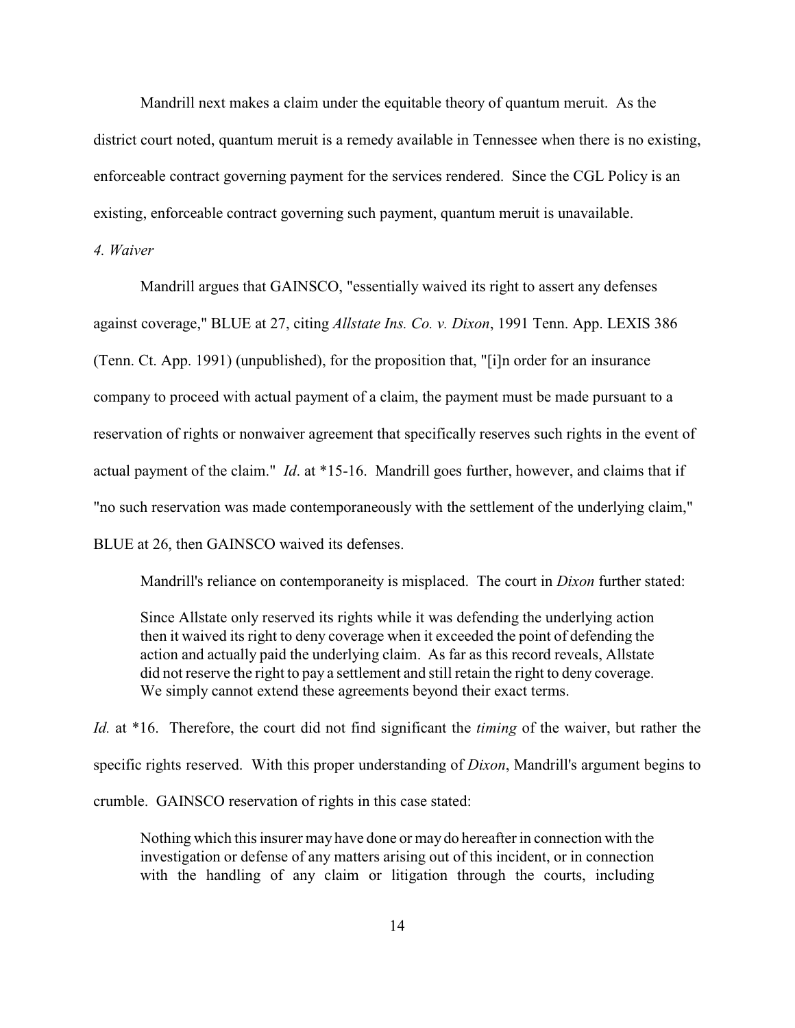Mandrill next makes a claim under the equitable theory of quantum meruit. As the district court noted, quantum meruit is a remedy available in Tennessee when there is no existing, enforceable contract governing payment for the services rendered. Since the CGL Policy is an existing, enforceable contract governing such payment, quantum meruit is unavailable.

*4. Waiver*

Mandrill argues that GAINSCO, "essentially waived its right to assert any defenses against coverage," BLUE at 27, citing *Allstate Ins. Co. v. Dixon*, 1991 Tenn. App. LEXIS 386 (Tenn. Ct. App. 1991) (unpublished), for the proposition that, "[i]n order for an insurance company to proceed with actual payment of a claim, the payment must be made pursuant to a reservation of rights or nonwaiver agreement that specifically reserves such rights in the event of actual payment of the claim." *Id*. at *15-16. Mandrill goes further, however, and claims that if "no such reservation was made contemporaneously with the settlement of the underlying claim," BLUE at 26, then GAINSCO waived its defenses.

Mandrill's reliance on contemporaneity is misplaced. The court in *Dixon* further stated:

> Since Allstate only reserved its rights while it was defending the underlying action then it waived its right to deny coverage when it exceeded the point of defending the action and actually paid the underlying claim. As far as this record reveals, Allstate did not reserve the right to pay a settlement and still retain the right to deny coverage. We simply cannot extend these agreements beyond their exact terms.

*Id.* at *16. Therefore, the court did not find significant the *timing* of the waiver, but rather the specific rights reserved. With this proper understanding of *Dixon*, Mandrill's argument begins to crumble. GAINSCO reservation of rights in this case stated:

> Nothing which this insurer may have done or may do hereafter in connection with the investigation or defense of any matters arising out of this incident, or in connection with the handling of any claim or litigation through the courts, including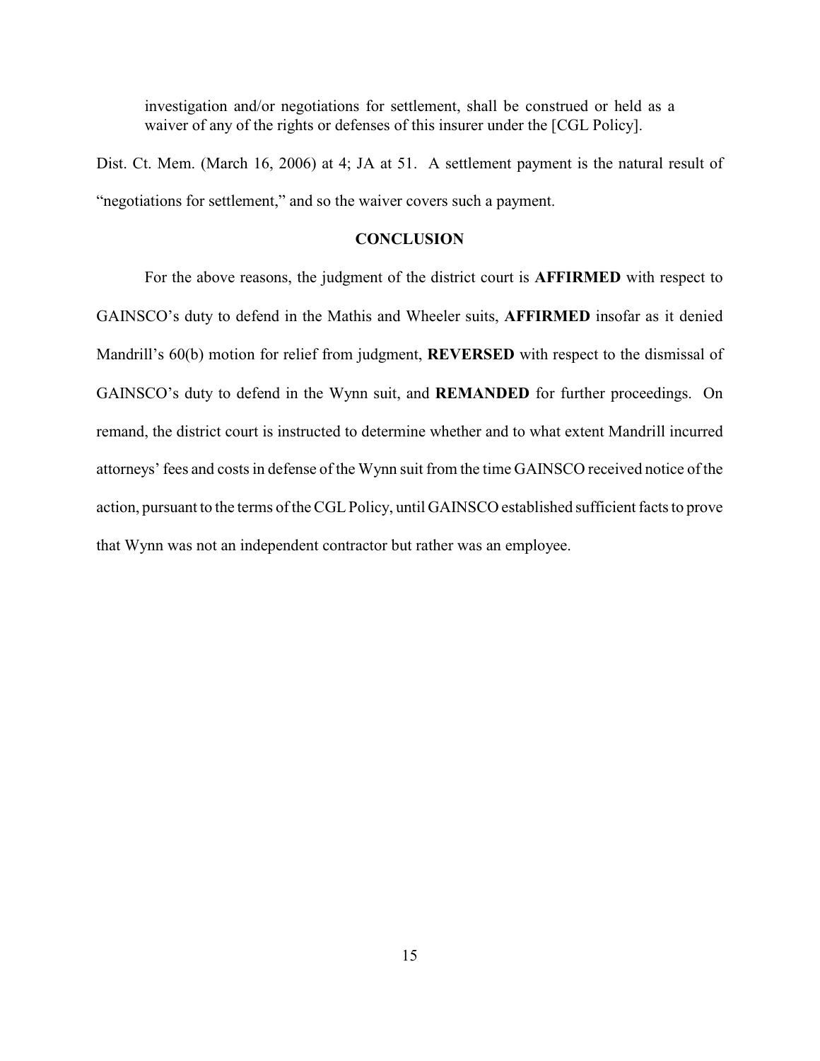> investigation and/or negotiations for settlement, shall be construed or held as a waiver of any of the rights or defenses of this insurer under the [CGL Policy].

Dist. Ct. Mem. (March 16, 2006) at 4; JA at 51. A settlement payment is the natural result of "negotiations for settlement," and so the waiver covers such a payment.

## CONCLUSION

For the above reasons, the judgment of the district court is **AFFIRMED** with respect to GAINSCO's duty to defend in the Mathis and Wheeler suits, **AFFIRMED** insofar as it denied Mandrill's 60(b) motion for relief from judgment, **REVERSED** with respect to the dismissal of GAINSCO's duty to defend in the Wynn suit, and **REMANDED** for further proceedings. On remand, the district court is instructed to determine whether and to what extent Mandrill incurred attorneys' fees and costs in defense of the Wynn suit from the time GAINSCO received notice of the action, pursuant to the terms of the CGL Policy, until GAINSCO established sufficient facts to prove that Wynn was not an independent contractor but rather was an employee.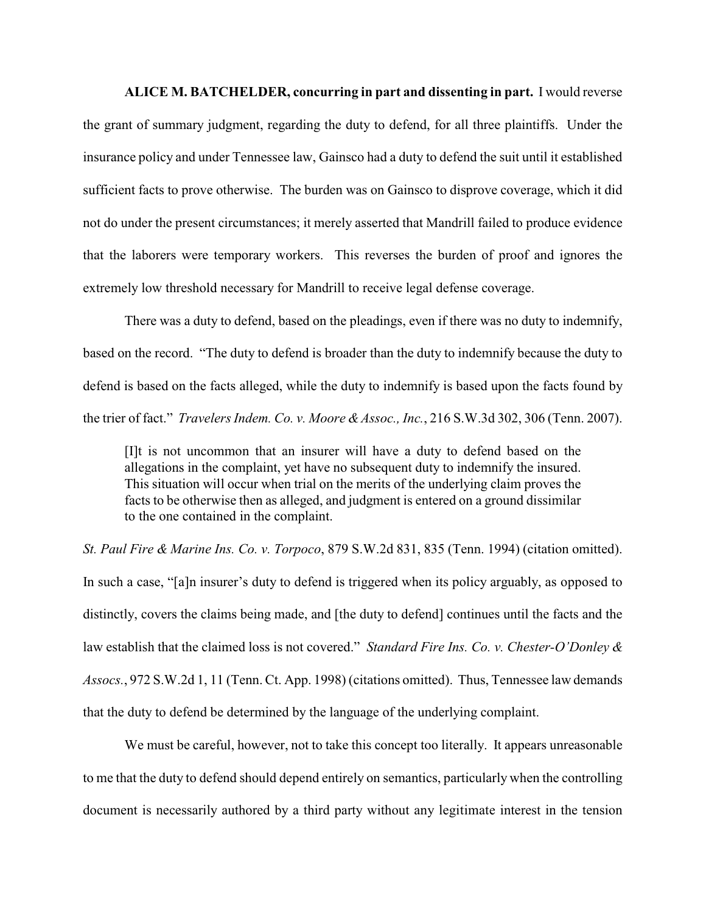**ALICE M. BATCHELDER, concurring in part and dissenting in part.** I would reverse the grant of summary judgment, regarding the duty to defend, for all three plaintiffs. Under the insurance policy and under Tennessee law, Gainsco had a duty to defend the suit until it established sufficient facts to prove otherwise. The burden was on Gainsco to disprove coverage, which it did not do under the present circumstances; it merely asserted that Mandrill failed to produce evidence that the laborers were temporary workers. This reverses the burden of proof and ignores the extremely low threshold necessary for Mandrill to receive legal defense coverage.

There was a duty to defend, based on the pleadings, even if there was no duty to indemnify, based on the record. "The duty to defend is broader than the duty to indemnify because the duty to defend is based on the facts alleged, while the duty to indemnify is based upon the facts found by the trier of fact." *Travelers Indem. Co. v. Moore & Assoc., Inc.*, 216 S.W.3d 302, 306 (Tenn. 2007).

> [I]t is not uncommon that an insurer will have a duty to defend based on the allegations in the complaint, yet have no subsequent duty to indemnify the insured. This situation will occur when trial on the merits of the underlying claim proves the facts to be otherwise then as alleged, and judgment is entered on a ground dissimilar to the one contained in the complaint.

*St. Paul Fire & Marine Ins. Co. v. Torpoco*, 879 S.W.2d 831, 835 (Tenn. 1994) (citation omitted). In such a case, "[a]n insurer's duty to defend is triggered when its policy arguably, as opposed to distinctly, covers the claims being made, and [the duty to defend] continues until the facts and the law establish that the claimed loss is not covered." *Standard Fire Ins. Co. v. Chester-O'Donley & Assocs.*, 972 S.W.2d 1, 11 (Tenn. Ct. App. 1998) (citations omitted). Thus, Tennessee law demands that the duty to defend be determined by the language of the underlying complaint.

We must be careful, however, not to take this concept too literally. It appears unreasonable to me that the duty to defend should depend entirely on semantics, particularly when the controlling document is necessarily authored by a third party without any legitimate interest in the tension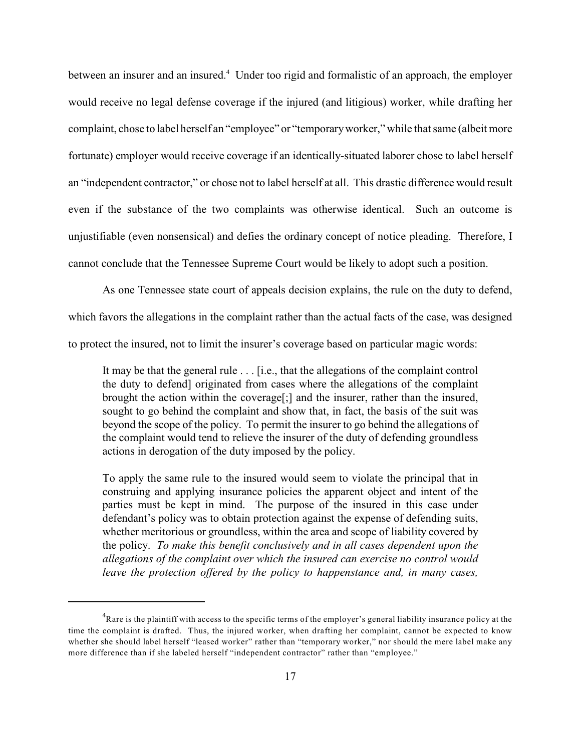between an insurer and an insured.[4] Under too rigid and formalistic of an approach, the employer would receive no legal defense coverage if the injured (and litigious) worker, while drafting her complaint, chose to label herself an "employee" or "temporary worker," while that same (albeit more fortunate) employer would receive coverage if an identically-situated laborer chose to label herself an "independent contractor," or chose not to label herself at all. This drastic difference would result even if the substance of the two complaints was otherwise identical. Such an outcome is unjustifiable (even nonsensical) and defies the ordinary concept of notice pleading. Therefore, I cannot conclude that the Tennessee Supreme Court would be likely to adopt such a position.

As one Tennessee state court of appeals decision explains, the rule on the duty to defend, which favors the allegations in the complaint rather than the actual facts of the case, was designed to protect the insured, not to limit the insurer's coverage based on particular magic words:

> It may be that the general rule . . . [i.e., that the allegations of the complaint control the duty to defend] originated from cases where the allegations of the complaint brought the action within the coverage[;] and the insurer, rather than the insured, sought to go behind the complaint and show that, in fact, the basis of the suit was beyond the scope of the policy. To permit the insurer to go behind the allegations of the complaint would tend to relieve the insurer of the duty of defending groundless actions in derogation of the duty imposed by the policy.
>
> To apply the same rule to the insured would seem to violate the principal that in construing and applying insurance policies the apparent object and intent of the parties must be kept in mind. The purpose of the insured in this case under defendant's policy was to obtain protection against the expense of defending suits, whether meritorious or groundless, within the area and scope of liability covered by the policy. *To make this benefit conclusively and in all cases dependent upon the allegations of the complaint over which the insured can exercise no control would leave the protection offered by the policy to happenstance and, in many cases,*

---

[4]Rare is the plaintiff with access to the specific terms of the employer's general liability insurance policy at the time the complaint is drafted. Thus, the injured worker, when drafting her complaint, cannot be expected to know whether she should label herself "leased worker" rather than "temporary worker," nor should the mere label make any more difference than if she labeled herself "independent contractor" rather than "employee."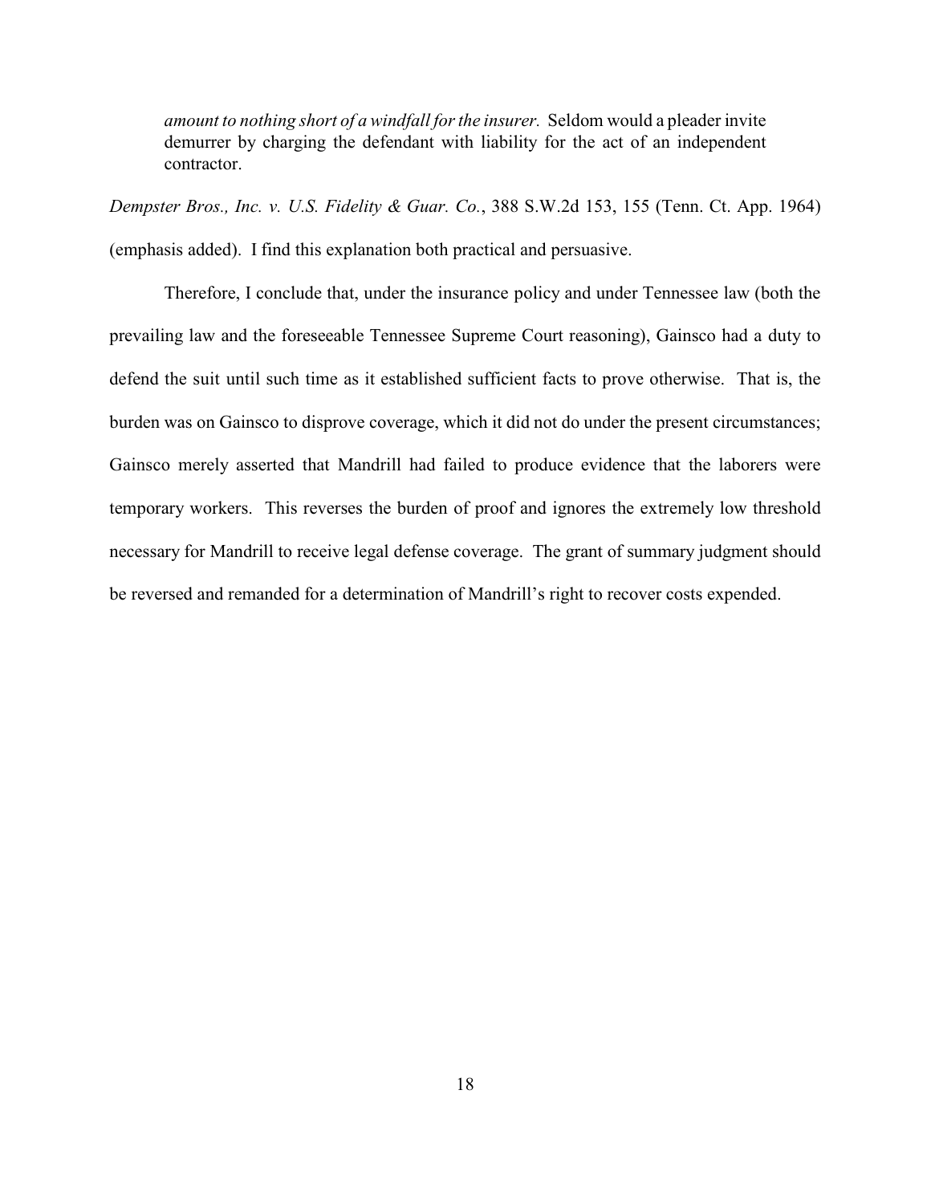> *amount to nothing short of a windfall for the insurer.* Seldom would a pleader invite demurrer by charging the defendant with liability for the act of an independent contractor.

*Dempster Bros., Inc. v. U.S. Fidelity & Guar. Co.*, 388 S.W.2d 153, 155 (Tenn. Ct. App. 1964) (emphasis added). I find this explanation both practical and persuasive.

Therefore, I conclude that, under the insurance policy and under Tennessee law (both the prevailing law and the foreseeable Tennessee Supreme Court reasoning), Gainsco had a duty to defend the suit until such time as it established sufficient facts to prove otherwise. That is, the burden was on Gainsco to disprove coverage, which it did not do under the present circumstances; Gainsco merely asserted that Mandrill had failed to produce evidence that the laborers were temporary workers. This reverses the burden of proof and ignores the extremely low threshold necessary for Mandrill to receive legal defense coverage. The grant of summary judgment should be reversed and remanded for a determination of Mandrill's right to recover costs expended.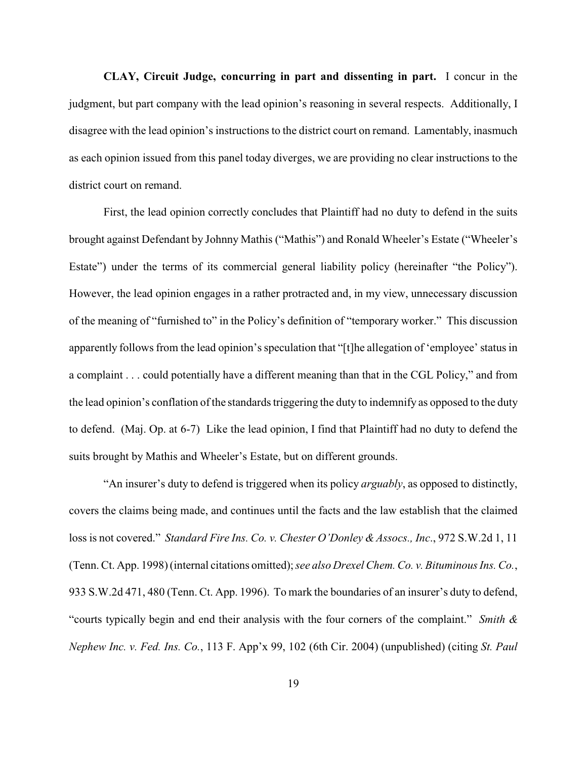**CLAY, Circuit Judge, concurring in part and dissenting in part.** I concur in the judgment, but part company with the lead opinion's reasoning in several respects. Additionally, I disagree with the lead opinion's instructions to the district court on remand. Lamentably, inasmuch as each opinion issued from this panel today diverges, we are providing no clear instructions to the district court on remand.

First, the lead opinion correctly concludes that Plaintiff had no duty to defend in the suits brought against Defendant by Johnny Mathis ("Mathis") and Ronald Wheeler's Estate ("Wheeler's Estate") under the terms of its commercial general liability policy (hereinafter "the Policy"). However, the lead opinion engages in a rather protracted and, in my view, unnecessary discussion of the meaning of "furnished to" in the Policy's definition of "temporary worker." This discussion apparently follows from the lead opinion's speculation that "[t]he allegation of 'employee' status in a complaint . . . could potentially have a different meaning than that in the CGL Policy," and from the lead opinion's conflation of the standards triggering the duty to indemnify as opposed to the duty to defend. (Maj. Op. at 6-7) Like the lead opinion, I find that Plaintiff had no duty to defend the suits brought by Mathis and Wheeler's Estate, but on different grounds.

"An insurer's duty to defend is triggered when its policy *arguably*, as opposed to distinctly, covers the claims being made, and continues until the facts and the law establish that the claimed loss is not covered." *Standard Fire Ins. Co. v. Chester O'Donley & Assocs., Inc.*, 972 S.W.2d 1, 11 (Tenn. Ct. App. 1998) (internal citations omitted); *see also Drexel Chem. Co. v. Bituminous Ins. Co.*, 933 S.W.2d 471, 480 (Tenn. Ct. App. 1996). To mark the boundaries of an insurer's duty to defend, "courts typically begin and end their analysis with the four corners of the complaint." *Smith & Nephew Inc. v. Fed. Ins. Co.*, 113 F. App'x 99, 102 (6th Cir. 2004) (unpublished) (citing *St. Paul*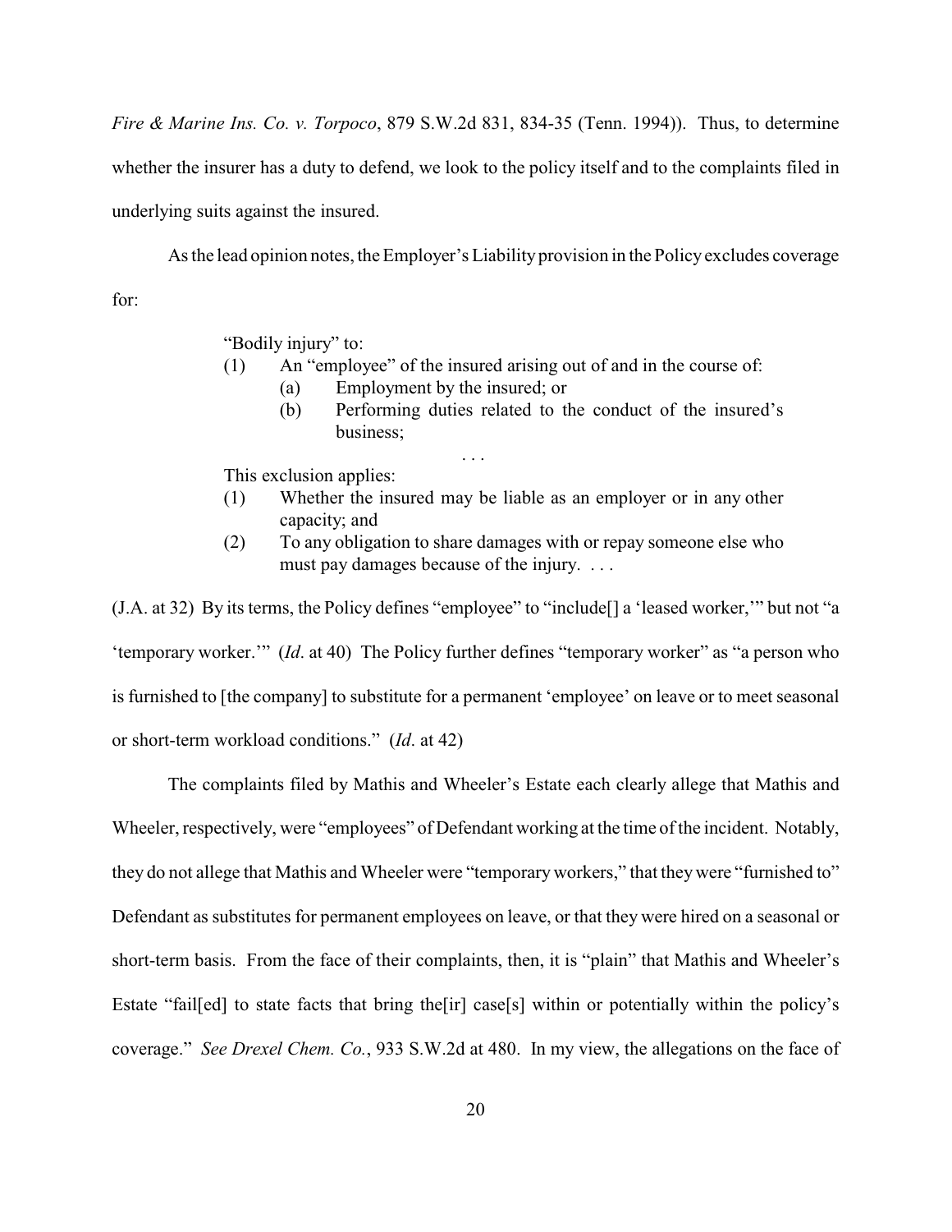*Fire & Marine Ins. Co. v. Torpoco*, 879 S.W.2d 831, 834-35 (Tenn. 1994)). Thus, to determine whether the insurer has a duty to defend, we look to the policy itself and to the complaints filed in underlying suits against the insured.

As the lead opinion notes, the Employer's Liability provision in the Policy excludes coverage for:

> "Bodily injury" to:
> (1) An "employee" of the insured arising out of and in the course of:
> (a) Employment by the insured; or
> (b) Performing duties related to the conduct of the insured's business;
>
> . . .
>
> This exclusion applies:
> (1) Whether the insured may be liable as an employer or in any other capacity; and
> (2) To any obligation to share damages with or repay someone else who must pay damages because of the injury. . . .

(J.A. at 32) By its terms, the Policy defines "employee" to "include[] a 'leased worker,'" but not "a 'temporary worker.'" (*Id*. at 40) The Policy further defines "temporary worker" as "a person who is furnished to [the company] to substitute for a permanent 'employee' on leave or to meet seasonal or short-term workload conditions." (*Id*. at 42)

The complaints filed by Mathis and Wheeler's Estate each clearly allege that Mathis and Wheeler, respectively, were "employees" of Defendant working at the time of the incident. Notably, they do not allege that Mathis and Wheeler were "temporary workers," that they were "furnished to" Defendant as substitutes for permanent employees on leave, or that they were hired on a seasonal or short-term basis. From the face of their complaints, then, it is "plain" that Mathis and Wheeler's Estate "fail[ed] to state facts that bring the[ir] case[s] within or potentially within the policy's coverage." *See Drexel Chem. Co.*, 933 S.W.2d at 480. In my view, the allegations on the face of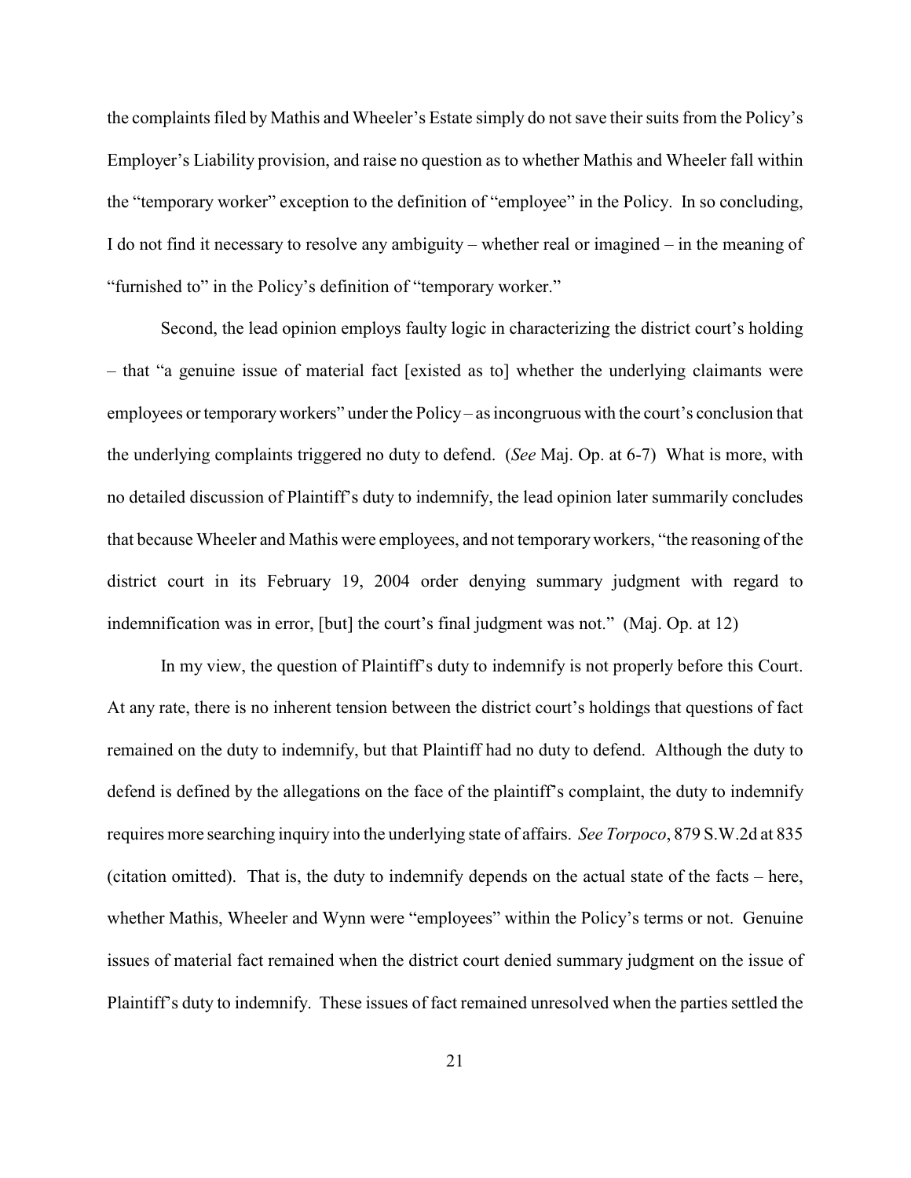the complaints filed by Mathis and Wheeler's Estate simply do not save their suits from the Policy's Employer's Liability provision, and raise no question as to whether Mathis and Wheeler fall within the "temporary worker" exception to the definition of "employee" in the Policy. In so concluding, I do not find it necessary to resolve any ambiguity – whether real or imagined – in the meaning of "furnished to" in the Policy's definition of "temporary worker."

Second, the lead opinion employs faulty logic in characterizing the district court's holding – that "a genuine issue of material fact [existed as to] whether the underlying claimants were employees or temporary workers" under the Policy – as incongruous with the court's conclusion that the underlying complaints triggered no duty to defend. (*See* Maj. Op. at 6-7) What is more, with no detailed discussion of Plaintiff's duty to indemnify, the lead opinion later summarily concludes that because Wheeler and Mathis were employees, and not temporary workers, "the reasoning of the district court in its February 19, 2004 order denying summary judgment with regard to indemnification was in error, [but] the court's final judgment was not." (Maj. Op. at 12)

In my view, the question of Plaintiff's duty to indemnify is not properly before this Court. At any rate, there is no inherent tension between the district court's holdings that questions of fact remained on the duty to indemnify, but that Plaintiff had no duty to defend. Although the duty to defend is defined by the allegations on the face of the plaintiff's complaint, the duty to indemnify requires more searching inquiry into the underlying state of affairs. *See Torpoco*, 879 S.W.2d at 835 (citation omitted). That is, the duty to indemnify depends on the actual state of the facts – here, whether Mathis, Wheeler and Wynn were "employees" within the Policy's terms or not. Genuine issues of material fact remained when the district court denied summary judgment on the issue of Plaintiff's duty to indemnify. These issues of fact remained unresolved when the parties settled the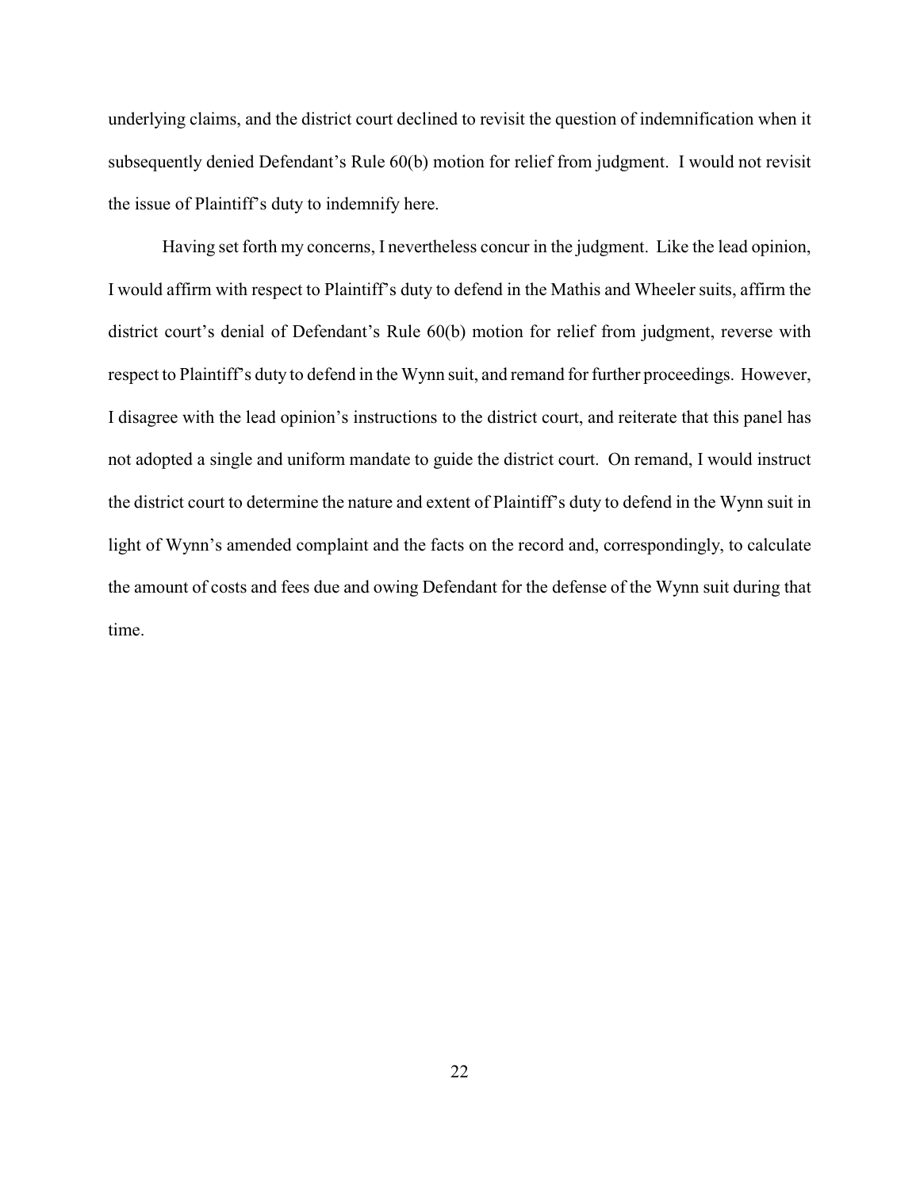underlying claims, and the district court declined to revisit the question of indemnification when it subsequently denied Defendant's Rule 60(b) motion for relief from judgment. I would not revisit the issue of Plaintiff's duty to indemnify here.

Having set forth my concerns, I nevertheless concur in the judgment. Like the lead opinion, I would affirm with respect to Plaintiff's duty to defend in the Mathis and Wheeler suits, affirm the district court's denial of Defendant's Rule 60(b) motion for relief from judgment, reverse with respect to Plaintiff's duty to defend in the Wynn suit, and remand for further proceedings. However, I disagree with the lead opinion's instructions to the district court, and reiterate that this panel has not adopted a single and uniform mandate to guide the district court. On remand, I would instruct the district court to determine the nature and extent of Plaintiff's duty to defend in the Wynn suit in light of Wynn's amended complaint and the facts on the record and, correspondingly, to calculate the amount of costs and fees due and owing Defendant for the defense of the Wynn suit during that time.